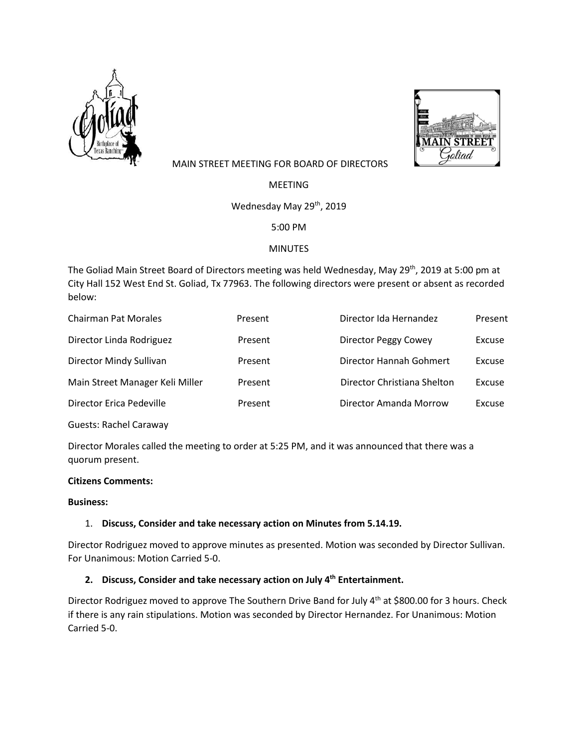MAIN STREET MEETING FOR BOARD OF DIRECTORS

MEETING

Wednesday May 29th, 2019

5:00 PM

MINUTES

The Goliad Main Street Board of Directors meeting was held Wednesday, May 29th, 2019 at 5:00 pm at City Hall 152 West End St. Goliad, Tx 77963. The following directors were present or absent as recorded below:

| | | | |
|---|---|---|---|
| Chairman Pat Morales | Present | Director Ida Hernandez | Present |
| Director Linda Rodriguez | Present | Director Peggy Cowey | Excuse |
| Director Mindy Sullivan | Present | Director Hannah Gohmert | Excuse |
| Main Street Manager Keli Miller | Present | Director Christiana Shelton | Excuse |
| Director Erica Pedeville | Present | Director Amanda Morrow | Excuse |

Guests: Rachel Caraway

Director Morales called the meeting to order at 5:25 PM, and it was announced that there was a quorum present.

**Citizens Comments:**

**Business:**

1. **Discuss, Consider and take necessary action on Minutes from 5.14.19.**

Director Rodriguez moved to approve minutes as presented. Motion was seconded by Director Sullivan. For Unanimous: Motion Carried 5-0.

2. **Discuss, Consider and take necessary action on July 4th Entertainment.**

Director Rodriguez moved to approve The Southern Drive Band for July 4th at $800.00 for 3 hours. Check if there is any rain stipulations. Motion was seconded by Director Hernandez. For Unanimous: Motion Carried 5-0.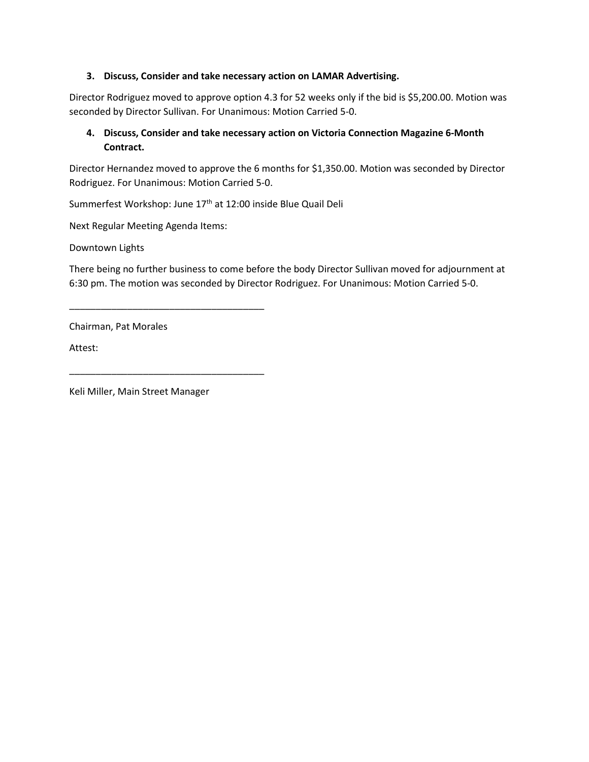**3. Discuss, Consider and take necessary action on LAMAR Advertising.**

Director Rodriguez moved to approve option 4.3 for 52 weeks only if the bid is $5,200.00. Motion was seconded by Director Sullivan. For Unanimous: Motion Carried 5-0.

**4. Discuss, Consider and take necessary action on Victoria Connection Magazine 6-Month Contract.**

Director Hernandez moved to approve the 6 months for $1,350.00. Motion was seconded by Director Rodriguez. For Unanimous: Motion Carried 5-0.

Summerfest Workshop: June 17th at 12:00 inside Blue Quail Deli

Next Regular Meeting Agenda Items:

Downtown Lights

There being no further business to come before the body Director Sullivan moved for adjournment at 6:30 pm. The motion was seconded by Director Rodriguez. For Unanimous: Motion Carried 5-0.

\_\_\_\_\_\_\_\_\_\_\_\_\_\_\_\_\_\_\_\_\_\_\_\_\_\_\_\_\_\_\_\_\_\_\_\_\_\_

Chairman, Pat Morales

Attest:

\_\_\_\_\_\_\_\_\_\_\_\_\_\_\_\_\_\_\_\_\_\_\_\_\_\_\_\_\_\_\_\_\_\_\_\_\_\_

Keli Miller, Main Street Manager